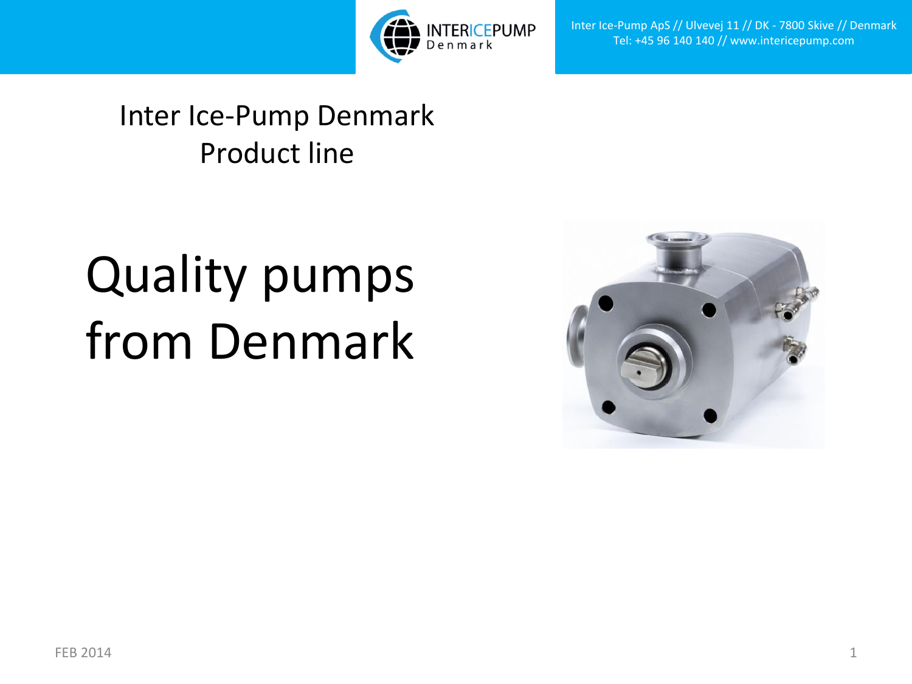Inter Ice-Pump ApS // Ulvevej 11 // DK - 7800 Skive // Denmark
Tel: +45 96 140 140 // www.intericepump.com

# Inter Ice-Pump Denmark
## Product line

# Quality pumps from Denmark

FEB 2014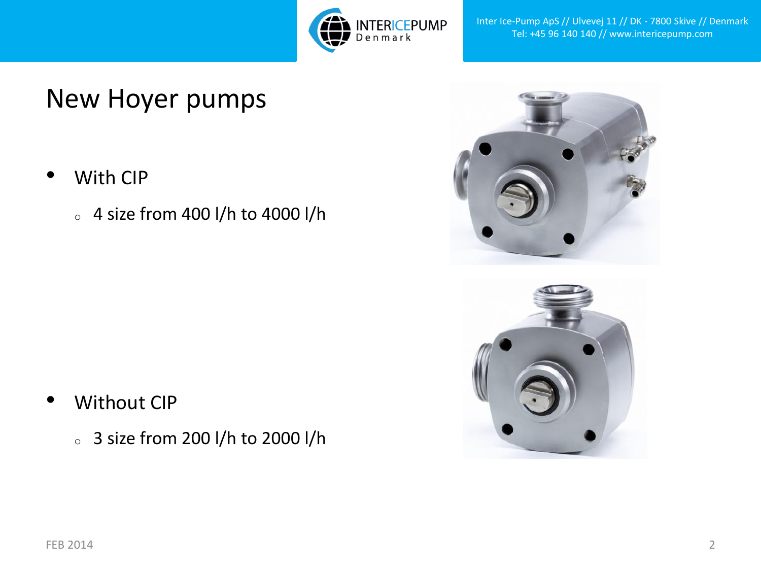# New Hoyer pumps

- With CIP
  - 4 size from 400 l/h to 4000 l/h

- Without CIP
  - 3 size from 200 l/h to 2000 l/h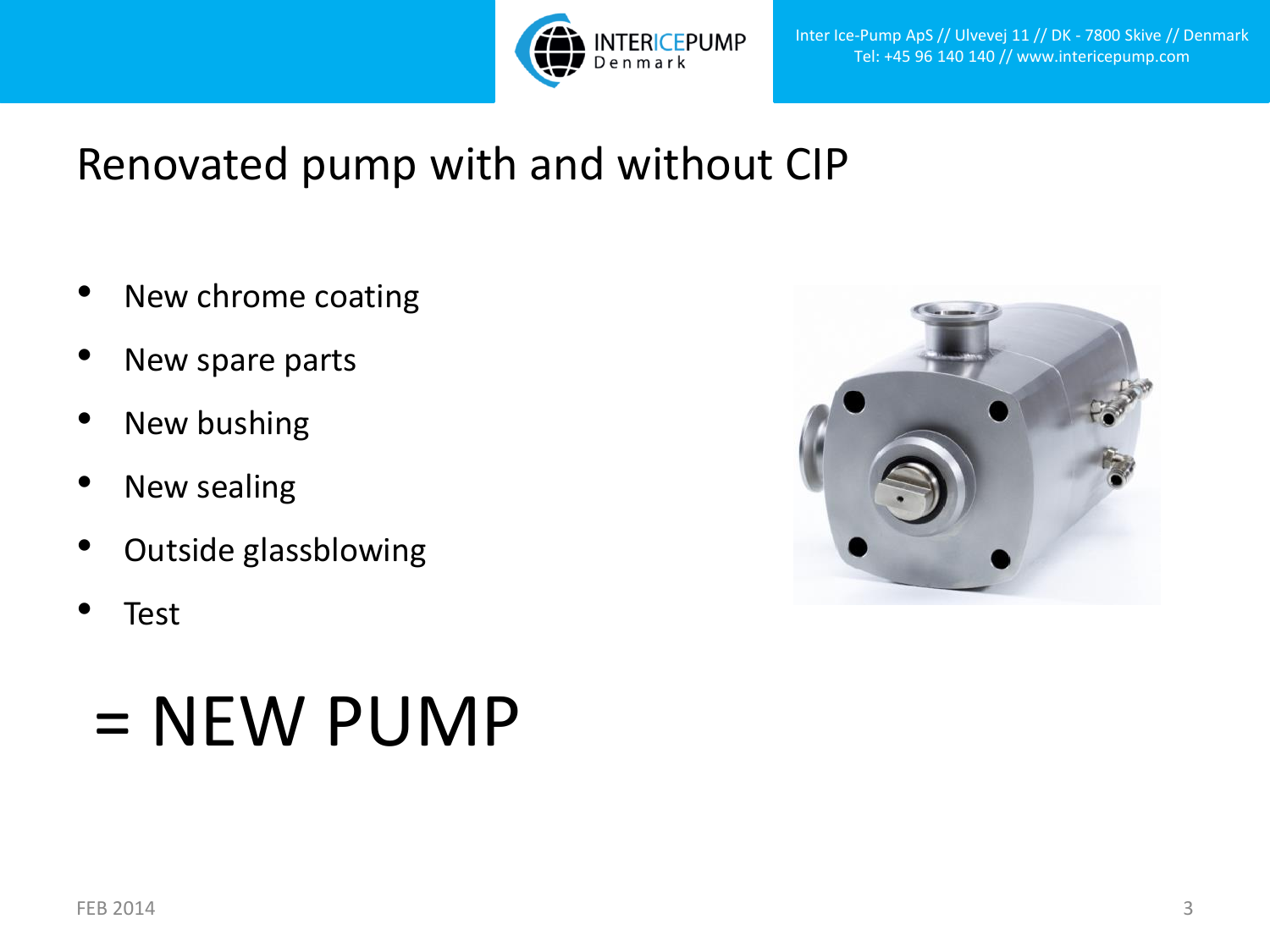# Renovated pump with and without CIP

- New chrome coating
- New spare parts
- New bushing
- New sealing
- Outside glassblowing
- Test

## = NEW PUMP

FEB 2014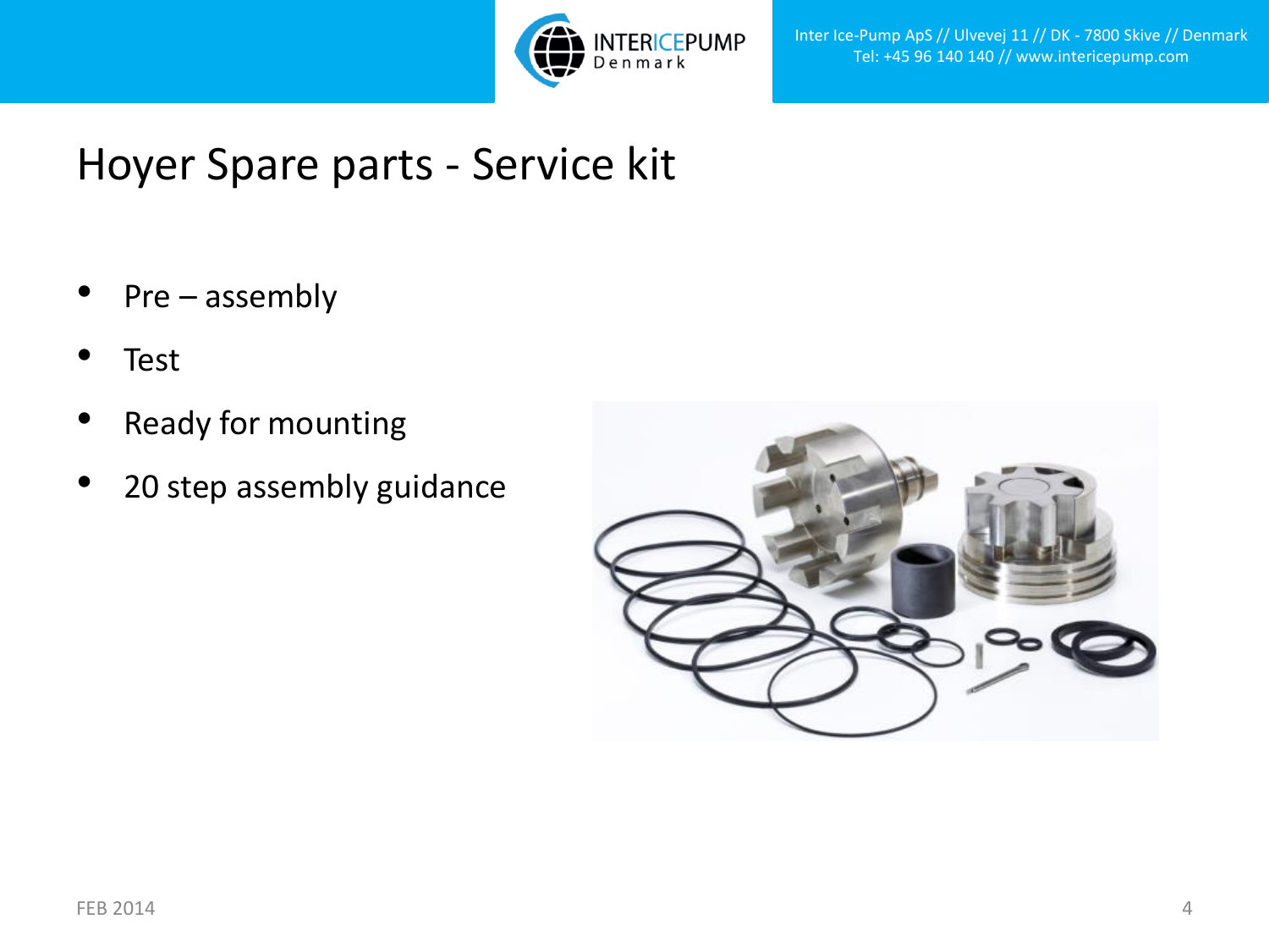# Hoyer Spare parts - Service kit

- Pre – assembly
- Test
- Ready for mounting
- 20 step assembly guidance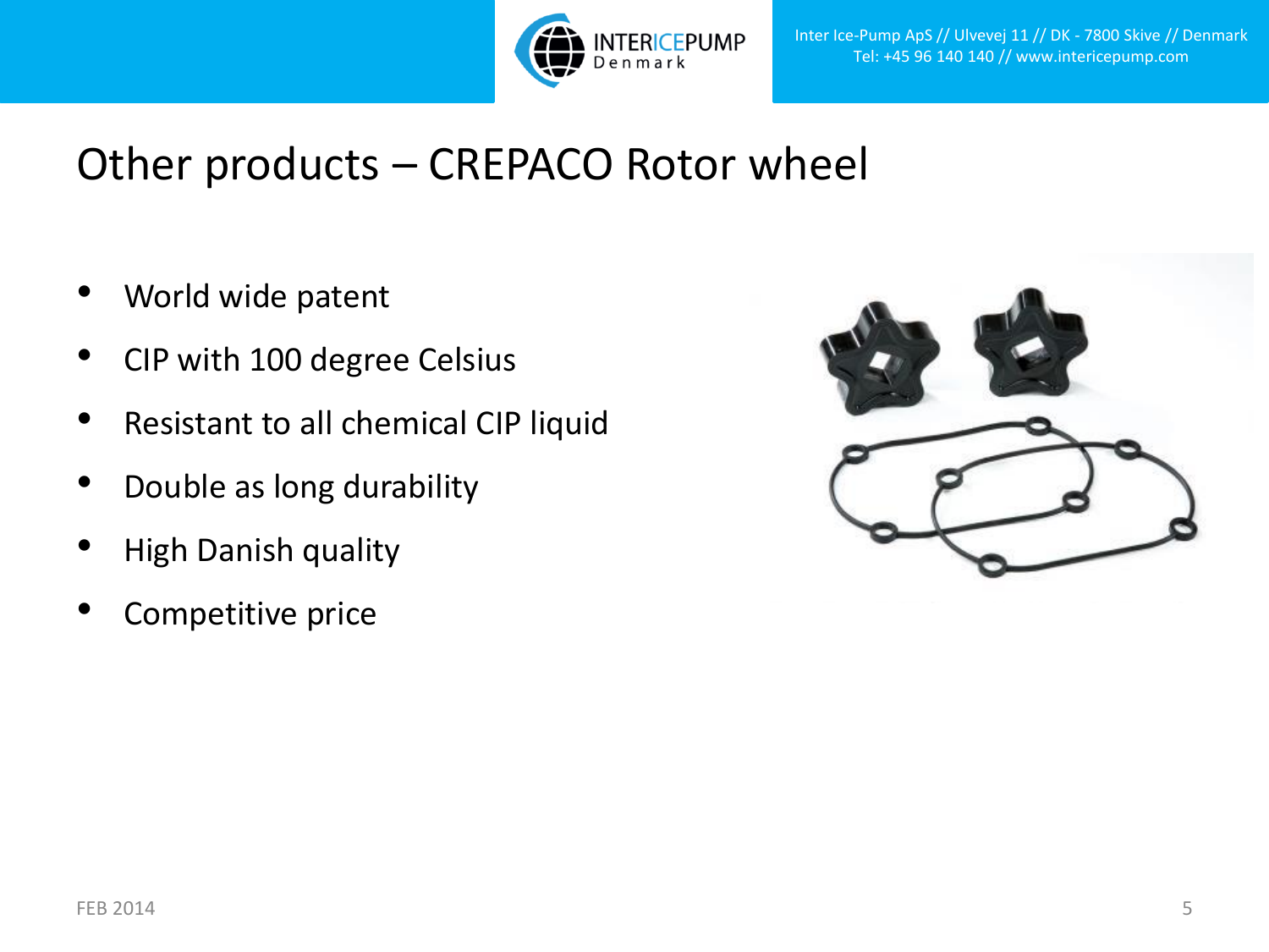# Other products – CREPACO Rotor wheel

- World wide patent
- CIP with 100 degree Celsius
- Resistant to all chemical CIP liquid
- Double as long durability
- High Danish quality
- Competitive price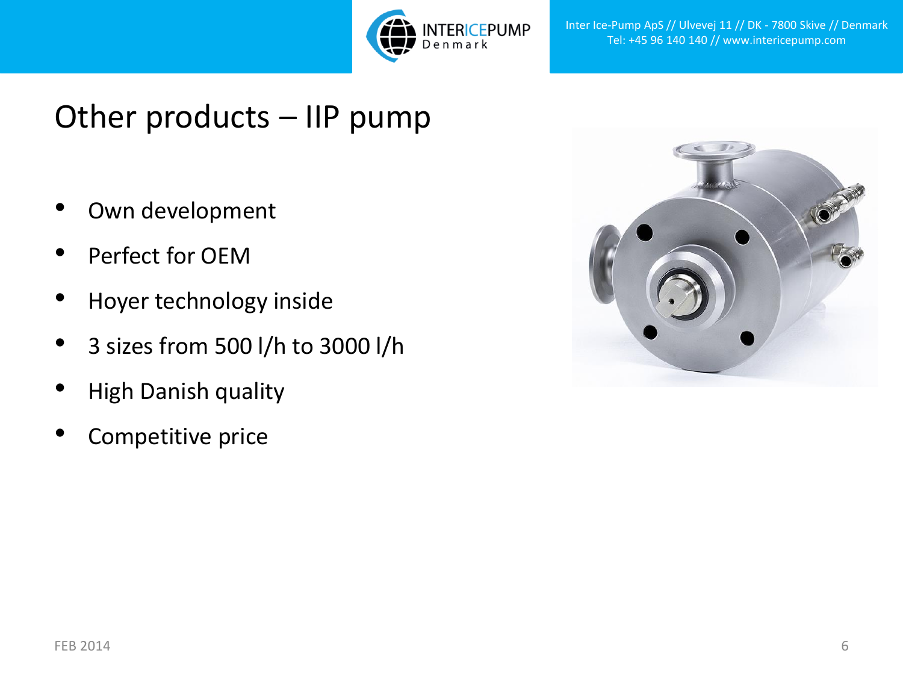# Other products – IIP pump

- Own development
- Perfect for OEM
- Hoyer technology inside
- 3 sizes from 500 l/h to 3000 l/h
- High Danish quality
- Competitive price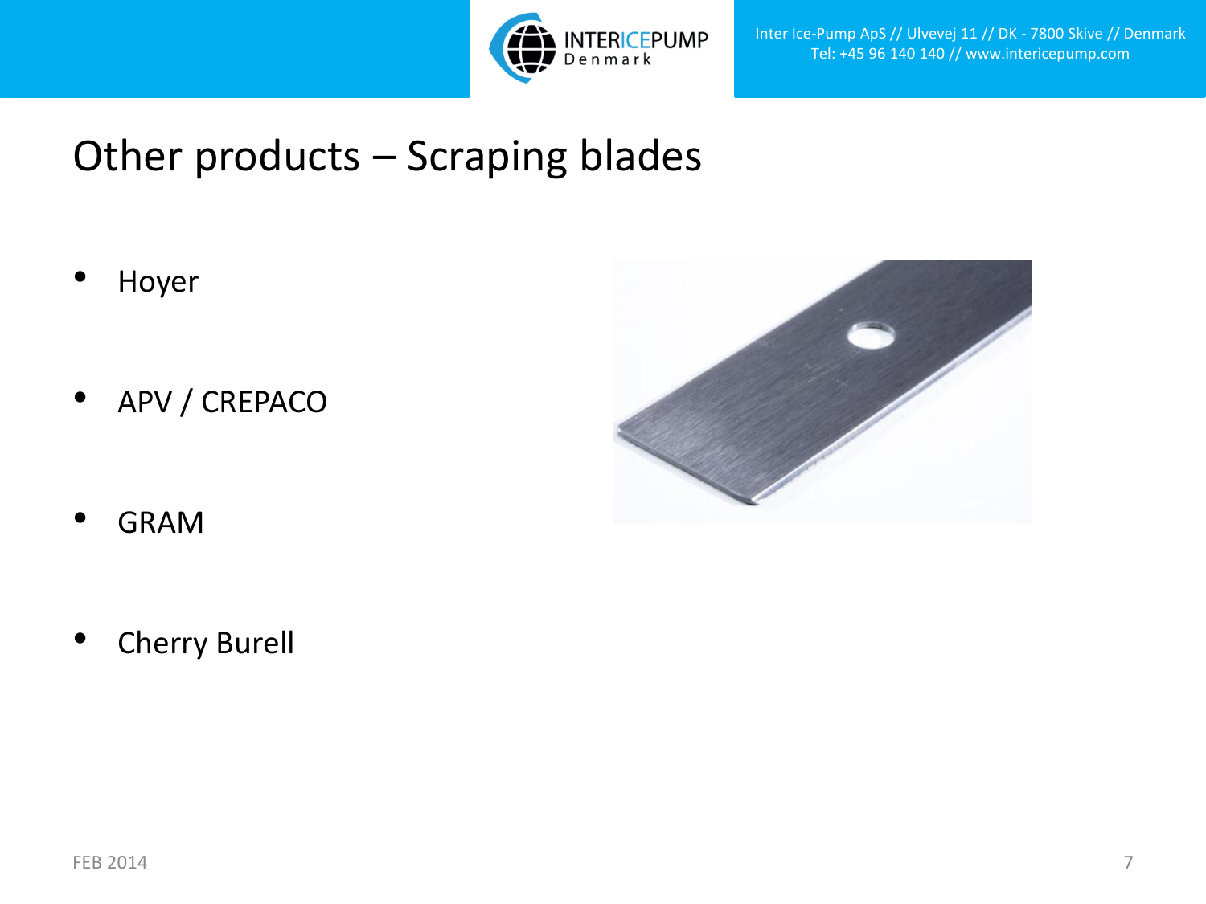# Other products – Scraping blades

- Hoyer
- APV / CREPACO
- GRAM
- Cherry Burell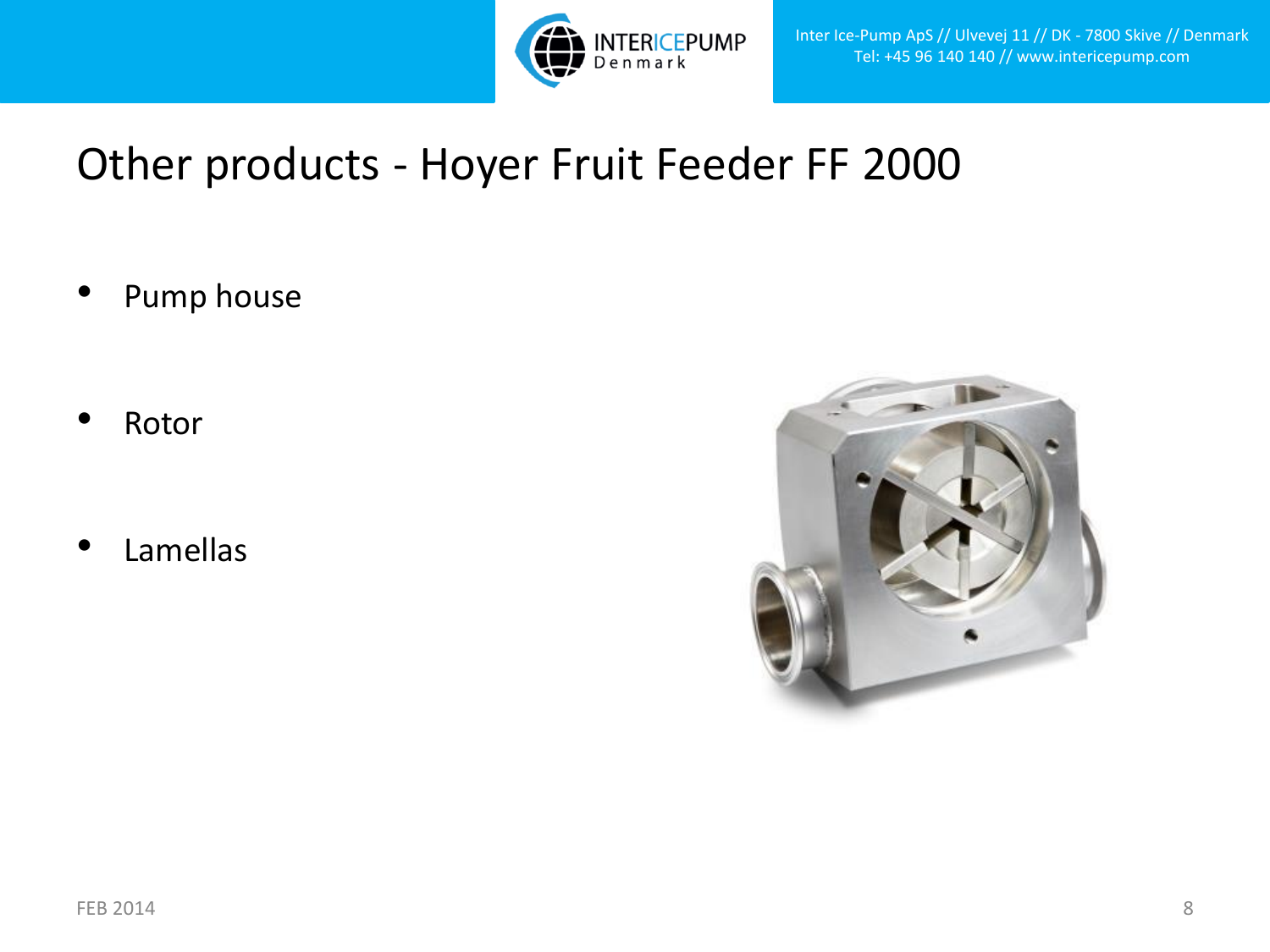# Other products - Hoyer Fruit Feeder FF 2000

- Pump house
- Rotor
- Lamellas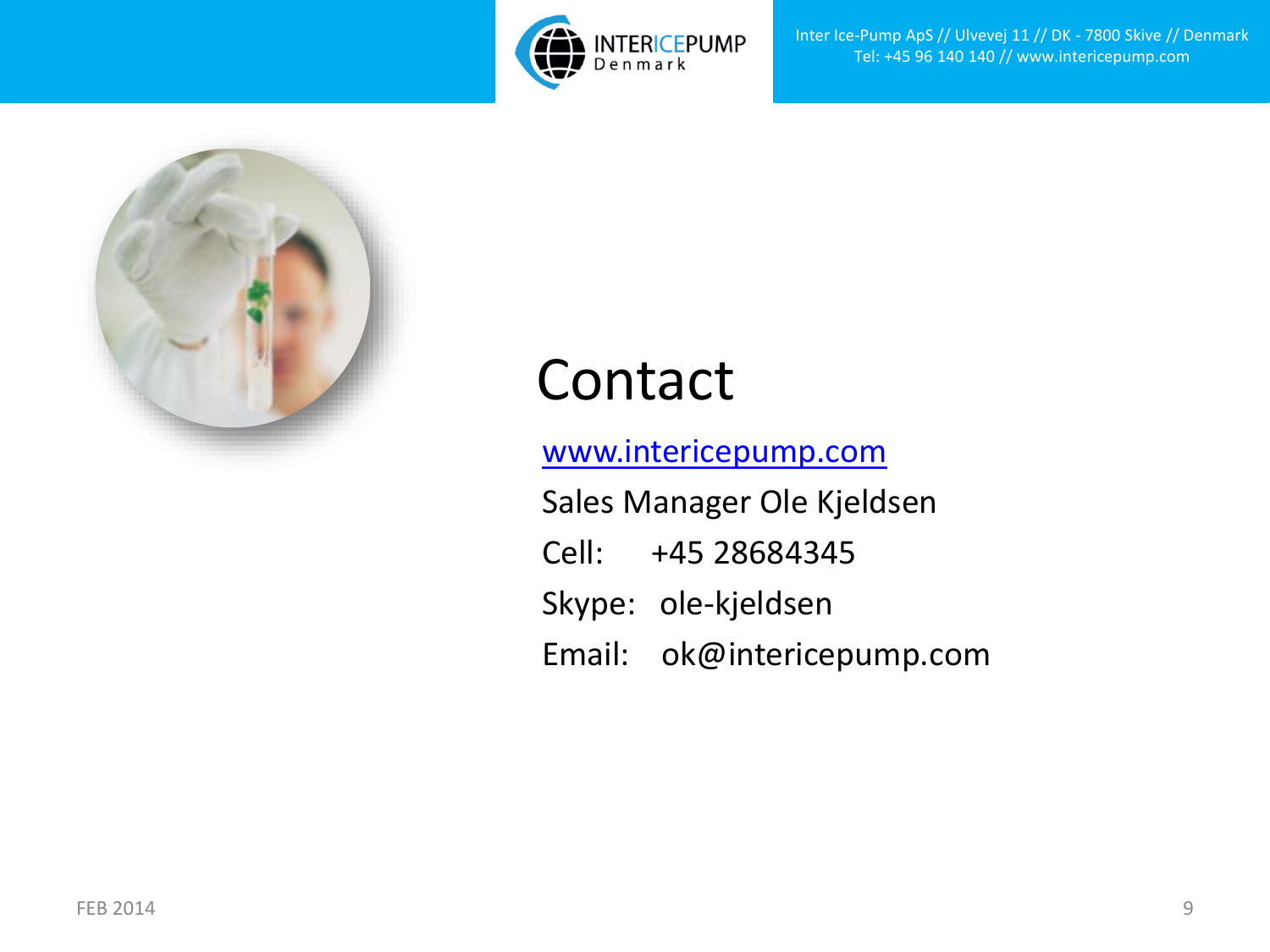# Contact

[www.intericepump.com](http://www.intericepump.com)

Sales Manager Ole Kjeldsen

Cell: +45 28684345

Skype: ole-kjeldsen

Email: ok@intericepump.com